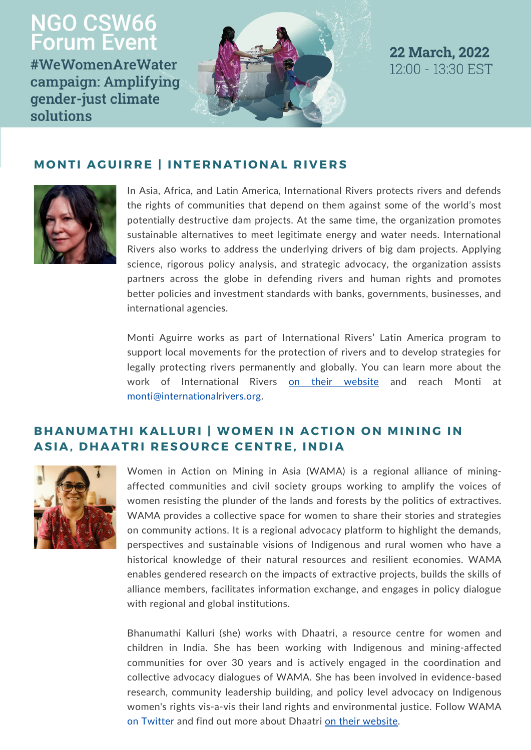# NGO CSW66 Forum Event

**#WeWomenAreWater campaign: Amplifying gender-just climate solutions**

**22 March, 2022**
12:00 - 13:30 EST

## MONTI AGUIRRE | INTERNATIONAL RIVERS

In Asia, Africa, and Latin America, International Rivers protects rivers and defends the rights of communities that depend on them against some of the world's most potentially destructive dam projects. At the same time, the organization promotes sustainable alternatives to meet legitimate energy and water needs. International Rivers also works to address the underlying drivers of big dam projects. Applying science, rigorous policy analysis, and strategic advocacy, the organization assists partners across the globe in defending rivers and human rights and promotes better policies and investment standards with banks, governments, businesses, and international agencies.

Monti Aguirre works as part of International Rivers' Latin America program to support local movements for the protection of rivers and to develop strategies for legally protecting rivers permanently and globally. You can learn more about the work of International Rivers on their website and reach Monti at monti@internationalrivers.org.

## BHANUMATHI KALLURI | WOMEN IN ACTION ON MINING IN ASIA, DHAATRI RESOURCE CENTRE, INDIA

Women in Action on Mining in Asia (WAMA) is a regional alliance of mining-affected communities and civil society groups working to amplify the voices of women resisting the plunder of the lands and forests by the politics of extractives. WAMA provides a collective space for women to share their stories and strategies on community actions. It is a regional advocacy platform to highlight the demands, perspectives and sustainable visions of Indigenous and rural women who have a historical knowledge of their natural resources and resilient economies. WAMA enables gendered research on the impacts of extractive projects, builds the skills of alliance members, facilitates information exchange, and engages in policy dialogue with regional and global institutions.

Bhanumathi Kalluri (she) works with Dhaatri, a resource centre for women and children in India. She has been working with Indigenous and mining-affected communities for over 30 years and is actively engaged in the coordination and collective advocacy dialogues of WAMA. She has been involved in evidence-based research, community leadership building, and policy level advocacy on Indigenous women's rights vis-a-vis their land rights and environmental justice. Follow WAMA on Twitter and find out more about Dhaatri on their website.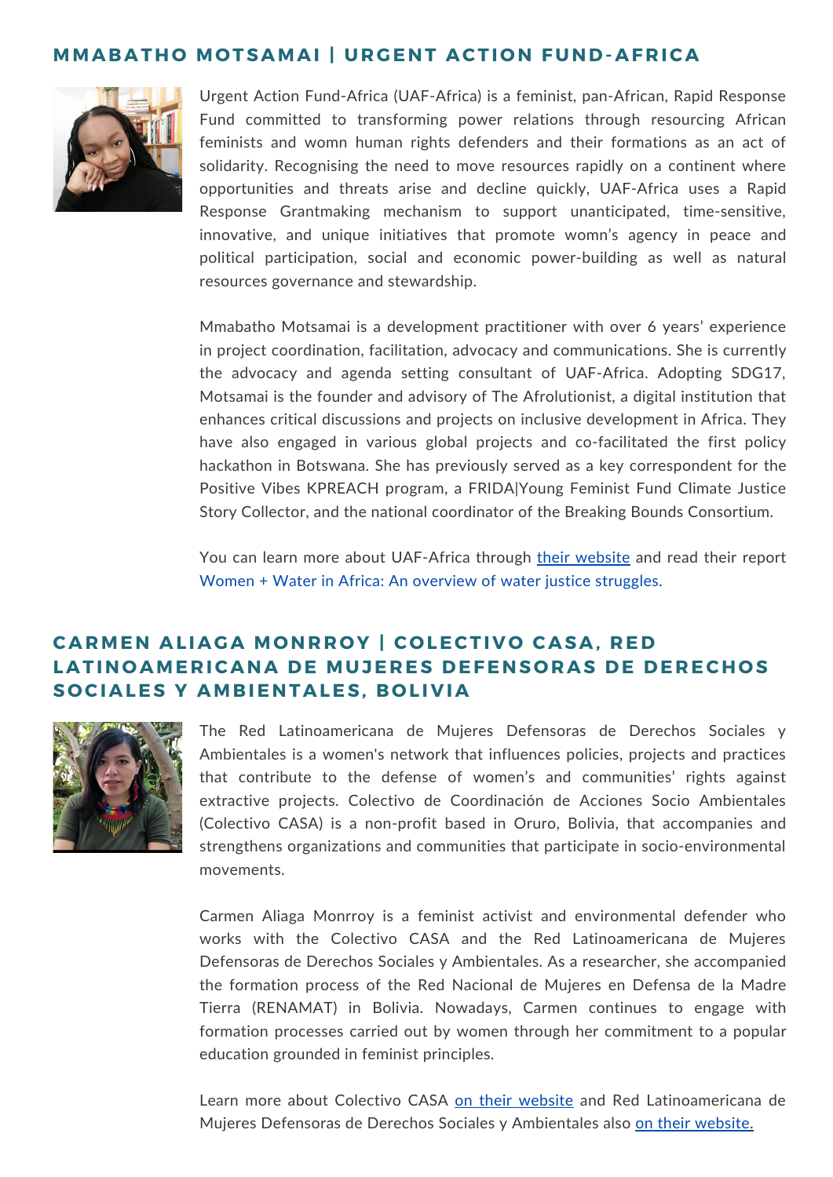## MMABATHO MOTSAMAI | URGENT ACTION FUND-AFRICA

Urgent Action Fund-Africa (UAF-Africa) is a feminist, pan-African, Rapid Response Fund committed to transforming power relations through resourcing African feminists and womn human rights defenders and their formations as an act of solidarity. Recognising the need to move resources rapidly on a continent where opportunities and threats arise and decline quickly, UAF-Africa uses a Rapid Response Grantmaking mechanism to support unanticipated, time-sensitive, innovative, and unique initiatives that promote womn's agency in peace and political participation, social and economic power-building as well as natural resources governance and stewardship.

Mmabatho Motsamai is a development practitioner with over 6 years' experience in project coordination, facilitation, advocacy and communications. She is currently the advocacy and agenda setting consultant of UAF-Africa. Adopting SDG17, Motsamai is the founder and advisory of The Afrolutionist, a digital institution that enhances critical discussions and projects on inclusive development in Africa. They have also engaged in various global projects and co-facilitated the first policy hackathon in Botswana. She has previously served as a key correspondent for the Positive Vibes KPREACH program, a FRIDA|Young Feminist Fund Climate Justice Story Collector, and the national coordinator of the Breaking Bounds Consortium.

You can learn more about UAF-Africa through their website and read their report Women + Water in Africa: An overview of water justice struggles.

## CARMEN ALIAGA MONRROY | COLECTIVO CASA, RED LATINOAMERICANA DE MUJERES DEFENSORAS DE DERECHOS SOCIALES Y AMBIENTALES, BOLIVIA

The Red Latinoamericana de Mujeres Defensoras de Derechos Sociales y Ambientales is a women's network that influences policies, projects and practices that contribute to the defense of women's and communities' rights against extractive projects. Colectivo de Coordinación de Acciones Socio Ambientales (Colectivo CASA) is a non-profit based in Oruro, Bolivia, that accompanies and strengthens organizations and communities that participate in socio-environmental movements.

Carmen Aliaga Monrroy is a feminist activist and environmental defender who works with the Colectivo CASA and the Red Latinoamericana de Mujeres Defensoras de Derechos Sociales y Ambientales. As a researcher, she accompanied the formation process of the Red Nacional de Mujeres en Defensa de la Madre Tierra (RENAMAT) in Bolivia. Nowadays, Carmen continues to engage with formation processes carried out by women through her commitment to a popular education grounded in feminist principles.

Learn more about Colectivo CASA on their website and Red Latinoamericana de Mujeres Defensoras de Derechos Sociales y Ambientales also on their website.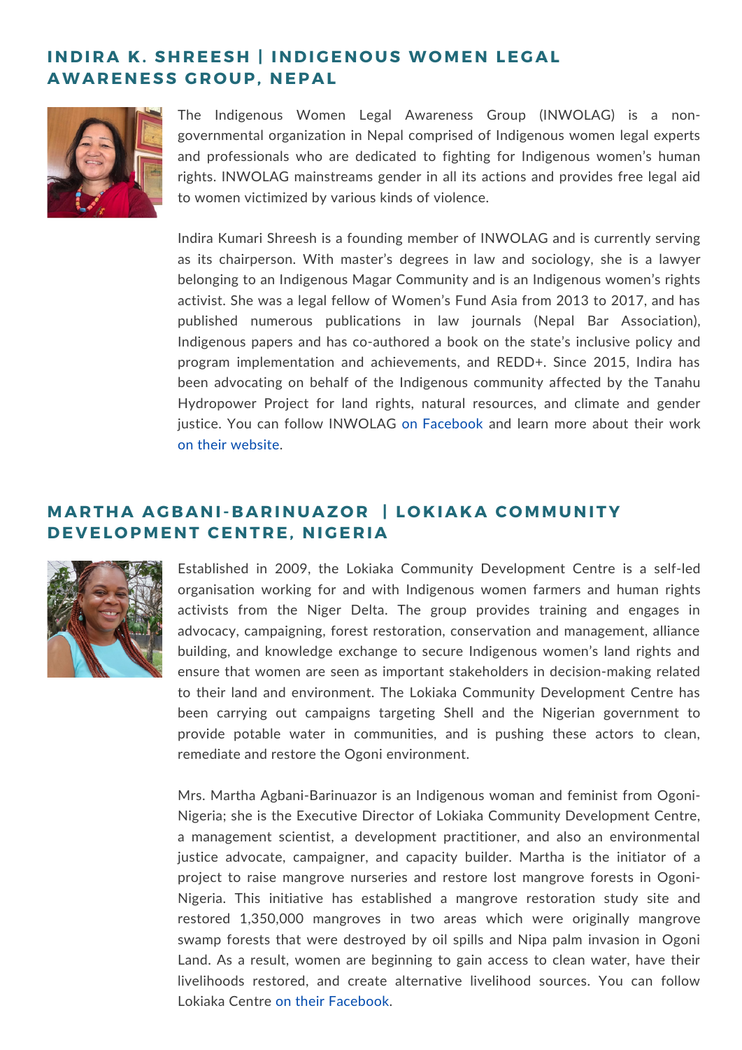## INDIRA K. SHREESH | INDIGENOUS WOMEN LEGAL AWARENESS GROUP, NEPAL

The Indigenous Women Legal Awareness Group (INWOLAG) is a non-governmental organization in Nepal comprised of Indigenous women legal experts and professionals who are dedicated to fighting for Indigenous women's human rights. INWOLAG mainstreams gender in all its actions and provides free legal aid to women victimized by various kinds of violence.

Indira Kumari Shreesh is a founding member of INWOLAG and is currently serving as its chairperson. With master's degrees in law and sociology, she is a lawyer belonging to an Indigenous Magar Community and is an Indigenous women's rights activist. She was a legal fellow of Women's Fund Asia from 2013 to 2017, and has published numerous publications in law journals (Nepal Bar Association), Indigenous papers and has co-authored a book on the state's inclusive policy and program implementation and achievements, and REDD+. Since 2015, Indira has been advocating on behalf of the Indigenous community affected by the Tanahu Hydropower Project for land rights, natural resources, and climate and gender justice. You can follow INWOLAG on Facebook and learn more about their work on their website.

## MARTHA AGBANI-BARINUAZOR | LOKIAKA COMMUNITY DEVELOPMENT CENTRE, NIGERIA

Established in 2009, the Lokiaka Community Development Centre is a self-led organisation working for and with Indigenous women farmers and human rights activists from the Niger Delta. The group provides training and engages in advocacy, campaigning, forest restoration, conservation and management, alliance building, and knowledge exchange to secure Indigenous women's land rights and ensure that women are seen as important stakeholders in decision-making related to their land and environment. The Lokiaka Community Development Centre has been carrying out campaigns targeting Shell and the Nigerian government to provide potable water in communities, and is pushing these actors to clean, remediate and restore the Ogoni environment.

Mrs. Martha Agbani-Barinuazor is an Indigenous woman and feminist from Ogoni-Nigeria; she is the Executive Director of Lokiaka Community Development Centre, a management scientist, a development practitioner, and also an environmental justice advocate, campaigner, and capacity builder. Martha is the initiator of a project to raise mangrove nurseries and restore lost mangrove forests in Ogoni-Nigeria. This initiative has established a mangrove restoration study site and restored 1,350,000 mangroves in two areas which were originally mangrove swamp forests that were destroyed by oil spills and Nipa palm invasion in Ogoni Land. As a result, women are beginning to gain access to clean water, have their livelihoods restored, and create alternative livelihood sources. You can follow Lokiaka Centre on their Facebook.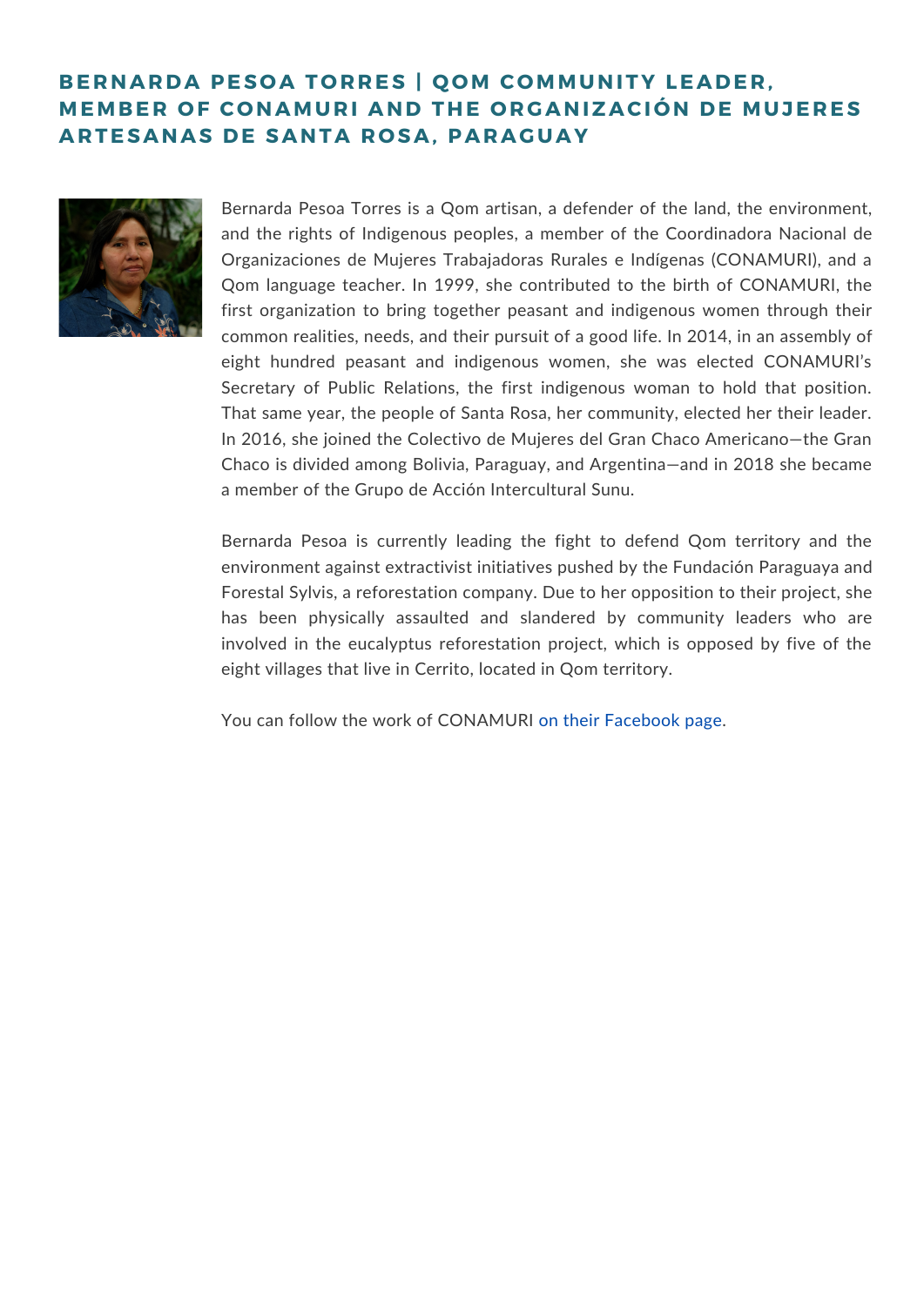## BERNARDA PESOA TORRES | QOM COMMUNITY LEADER, MEMBER OF CONAMURI AND THE ORGANIZACIÓN DE MUJERES ARTESANAS DE SANTA ROSA, PARAGUAY

Bernarda Pesoa Torres is a Qom artisan, a defender of the land, the environment, and the rights of Indigenous peoples, a member of the Coordinadora Nacional de Organizaciones de Mujeres Trabajadoras Rurales e Indígenas (CONAMURI), and a Qom language teacher. In 1999, she contributed to the birth of CONAMURI, the first organization to bring together peasant and indigenous women through their common realities, needs, and their pursuit of a good life. In 2014, in an assembly of eight hundred peasant and indigenous women, she was elected CONAMURI's Secretary of Public Relations, the first indigenous woman to hold that position. That same year, the people of Santa Rosa, her community, elected her their leader. In 2016, she joined the Colectivo de Mujeres del Gran Chaco Americano—the Gran Chaco is divided among Bolivia, Paraguay, and Argentina—and in 2018 she became a member of the Grupo de Acción Intercultural Sunu.

Bernarda Pesoa is currently leading the fight to defend Qom territory and the environment against extractivist initiatives pushed by the Fundación Paraguaya and Forestal Sylvis, a reforestation company. Due to her opposition to their project, she has been physically assaulted and slandered by community leaders who are involved in the eucalyptus reforestation project, which is opposed by five of the eight villages that live in Cerrito, located in Qom territory.

You can follow the work of CONAMURI on their Facebook page.